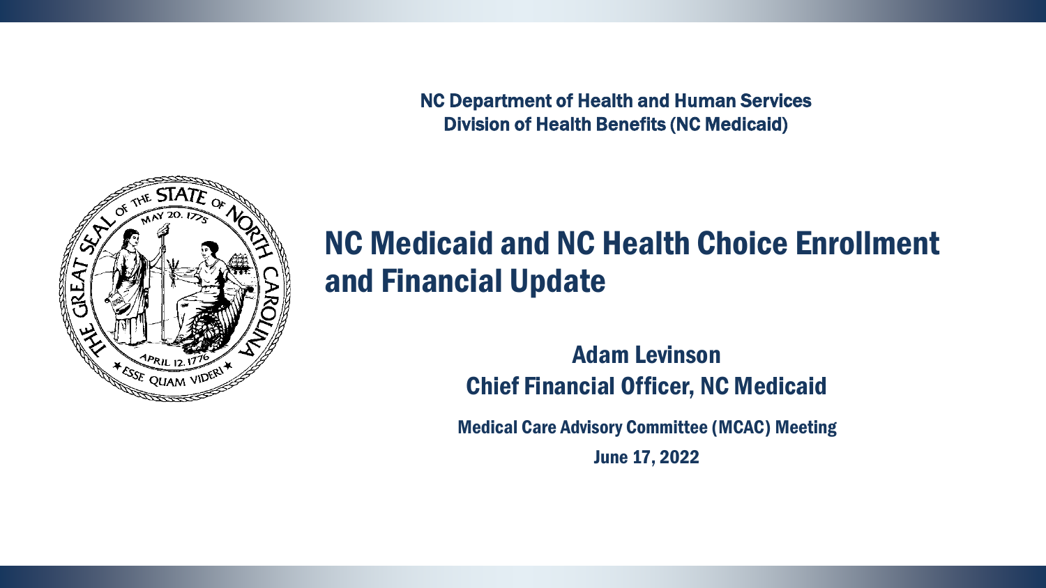NC Department of Health and Human Services
Division of Health Benefits (NC Medicaid)

# NC Medicaid and NC Health Choice Enrollment and Financial Update

**Adam Levinson**
**Chief Financial Officer, NC Medicaid**

Medical Care Advisory Committee (MCAC) Meeting

June 17, 2022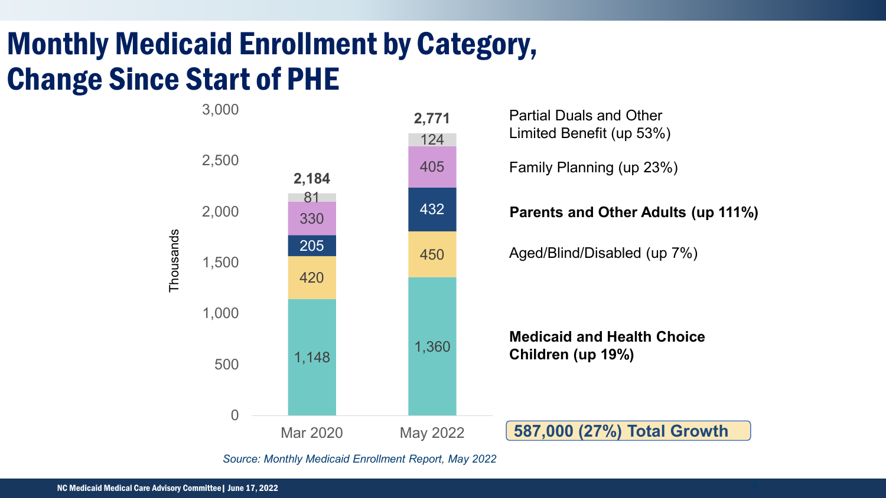# Monthly Medicaid Enrollment by Category, Change Since Start of PHE

| Category | Mar 2020 | May 2022 |
| --- | --- | --- |
| Partial Duals and Other Limited Benefit (up 53%) | 81 | 124 |
| Family Planning (up 23%) | 330 | 405 |
| **Parents and Other Adults (up 111%)** | 205 | 432 |
| Aged/Blind/Disabled (up 7%) | 420 | 450 |
| **Medicaid and Health Choice Children (up 19%)** | 1,148 | 1,360 |
| **Total** | **2,184** | **2,771** |

Thousands

**587,000 (27%) Total Growth**

*Source: Monthly Medicaid Enrollment Report, May 2022*

NC Medicaid Medical Care Advisory Committee | June 17, 2022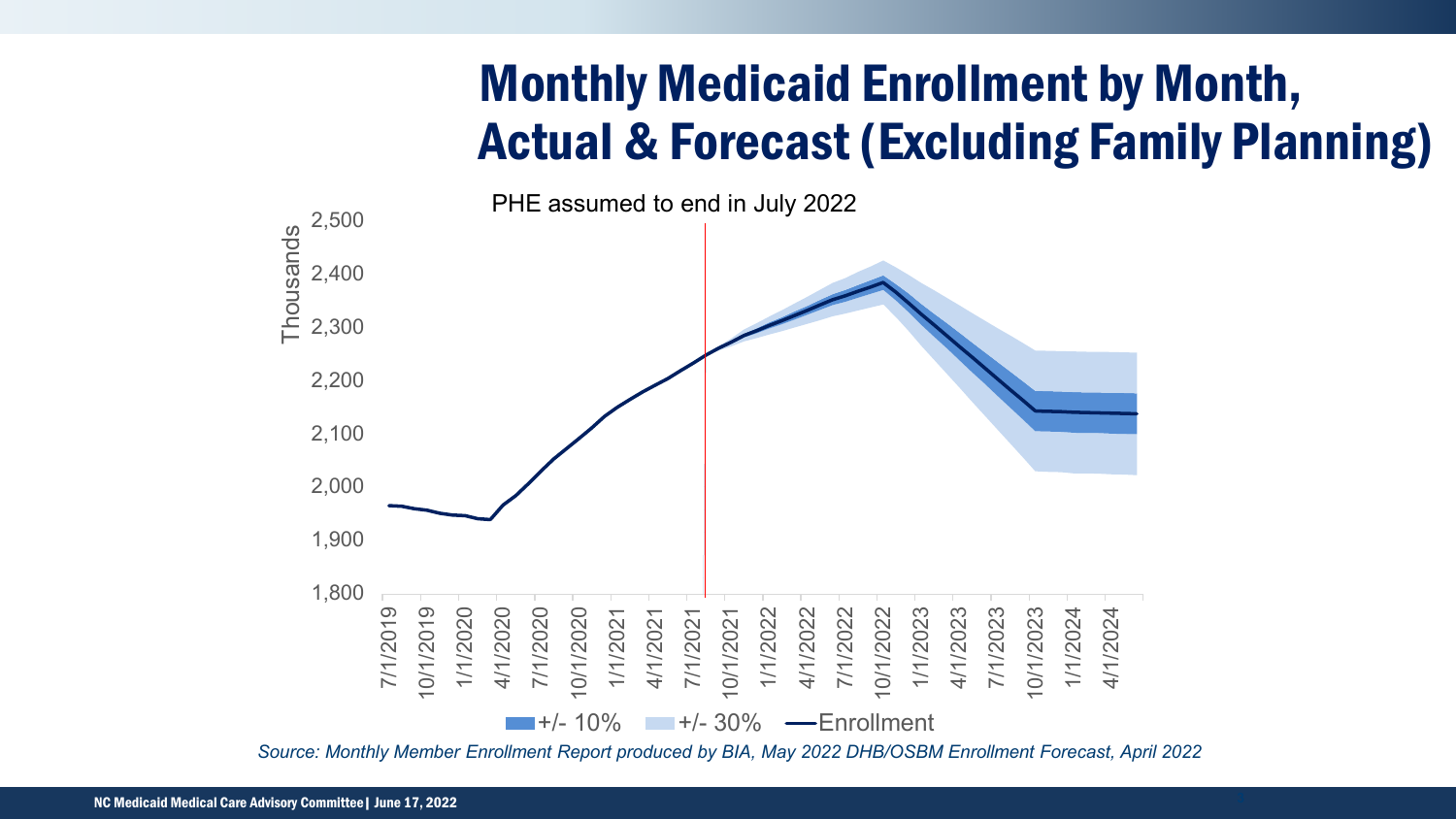# Monthly Medicaid Enrollment by Month, Actual & Forecast (Excluding Family Planning)

PHE assumed to end in July 2022

Thousands

2,500
2,400
2,300
2,200
2,100
2,000
1,900
1,800

7/1/2019, 10/1/2019, 1/1/2020, 4/1/2020, 7/1/2020, 10/1/2020, 1/1/2021, 4/1/2021, 7/1/2021, 10/1/2021, 1/1/2022, 4/1/2022, 7/1/2022, 10/1/2022, 1/1/2023, 4/1/2023, 7/1/2023, 10/1/2023, 1/1/2024, 4/1/2024

+/- 10% +/- 30% Enrollment

*Source: Monthly Member Enrollment Report produced by BIA, May 2022 DHB/OSBM Enrollment Forecast, April 2022*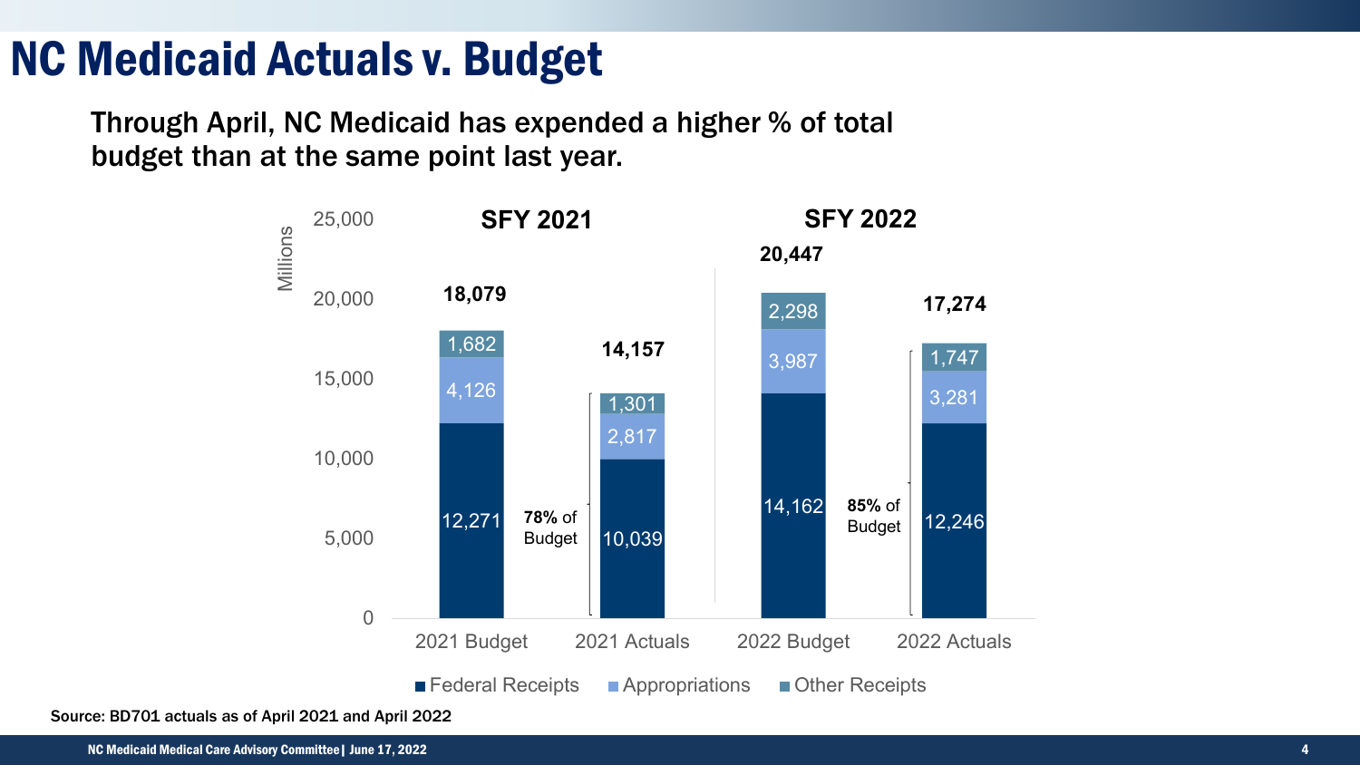# NC Medicaid Actuals v. Budget

Through April, NC Medicaid has expended a higher % of total budget than at the same point last year.

Millions

| | SFY 2021 | | SFY 2022 | |
|---|---|---|---|---|
| | 2021 Budget | 2021 Actuals | 2022 Budget | 2022 Actuals |
| Federal Receipts | 12,271 | 10,039 | 14,162 | 12,246 |
| Appropriations | 4,126 | 2,817 | 3,987 | 3,281 |
| Other Receipts | 1,682 | 1,301 | 2,298 | 1,747 |
| Total | 18,079 | 14,157 | 20,447 | 17,274 |

SFY 2021 Actuals: **78%** of Budget

SFY 2022 Actuals: **85%** of Budget

Source: BD701 actuals as of April 2021 and April 2022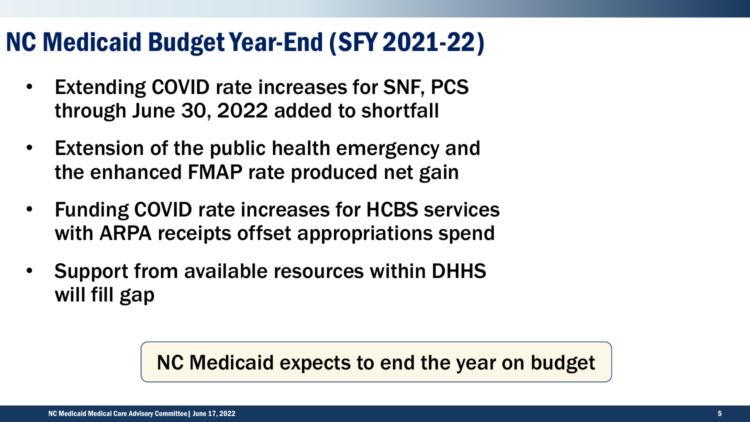# NC Medicaid Budget Year-End (SFY 2021-22)

- Extending COVID rate increases for SNF, PCS through June 30, 2022 added to shortfall
- Extension of the public health emergency and the enhanced FMAP rate produced net gain
- Funding COVID rate increases for HCBS services with ARPA receipts offset appropriations spend
- Support from available resources within DHHS will fill gap

NC Medicaid expects to end the year on budget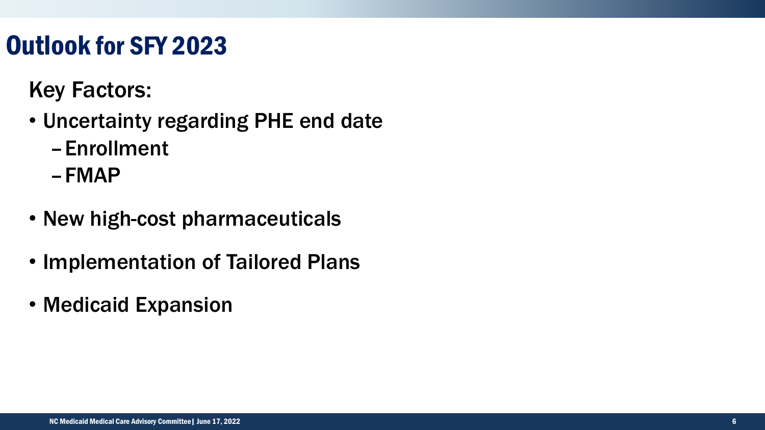# Outlook for SFY 2023

Key Factors:

- Uncertainty regarding PHE end date
  - Enrollment
  - FMAP
- New high-cost pharmaceuticals
- Implementation of Tailored Plans
- Medicaid Expansion